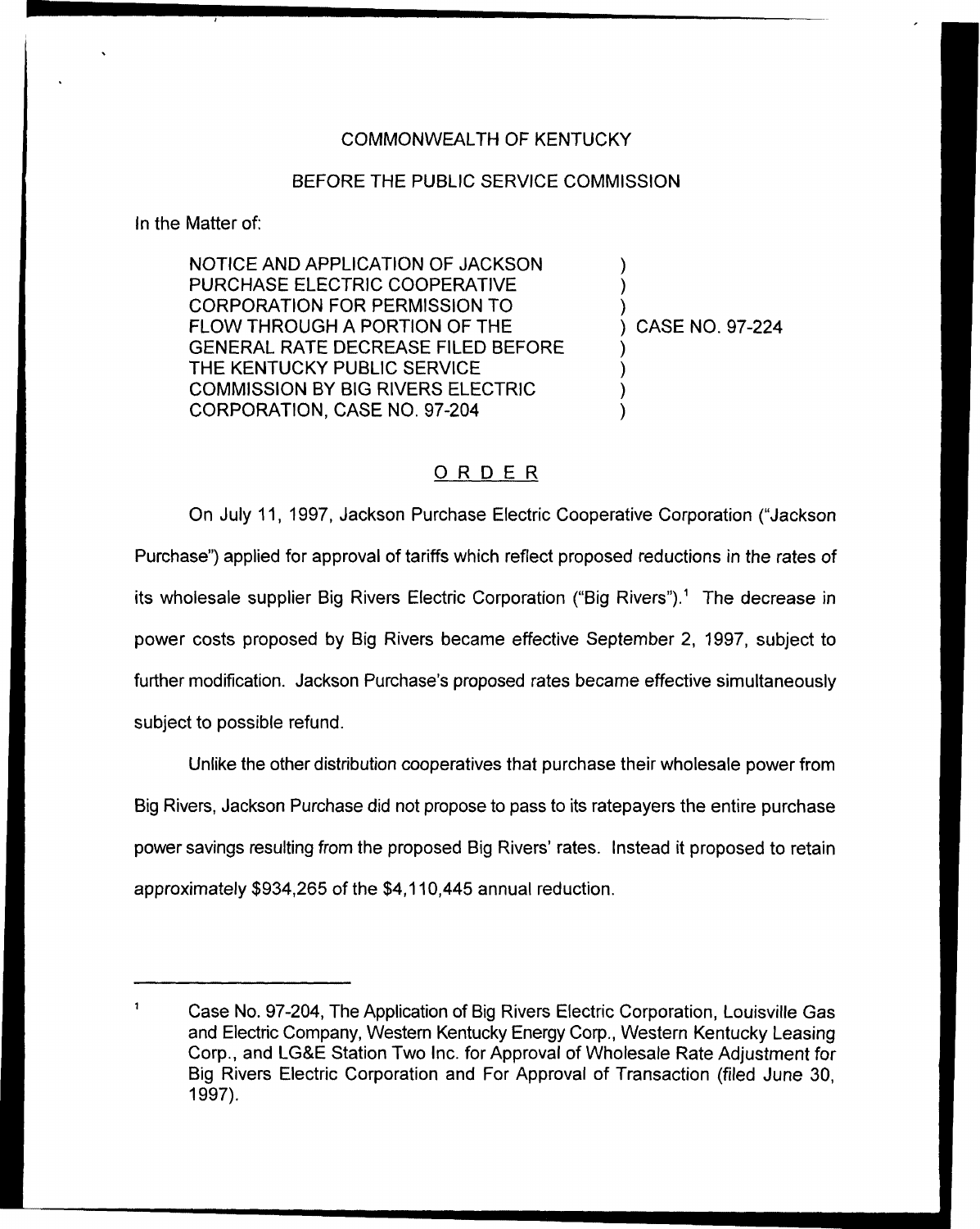COMMONWEALTH OF KENTUCKY

BEFORE THE PUBLIC SERVICE COMMISSION

In the Matter of:

| | |
|---|---|
| NOTICE AND APPLICATION OF JACKSON PURCHASE ELECTRIC COOPERATIVE CORPORATION FOR PERMISSION TO FLOW THROUGH A PORTION OF THE GENERAL RATE DECREASE FILED BEFORE THE KENTUCKY PUBLIC SERVICE COMMISSION BY BIG RIVERS ELECTRIC CORPORATION, CASE NO. 97-204 | ) CASE NO. 97-224 |

## O R D E R

On July 11, 1997, Jackson Purchase Electric Cooperative Corporation ("Jackson Purchase") applied for approval of tariffs which reflect proposed reductions in the rates of its wholesale supplier Big Rivers Electric Corporation ("Big Rivers").[1] The decrease in power costs proposed by Big Rivers became effective September 2, 1997, subject to further modification. Jackson Purchase's proposed rates became effective simultaneously subject to possible refund.

Unlike the other distribution cooperatives that purchase their wholesale power from Big Rivers, Jackson Purchase did not propose to pass to its ratepayers the entire purchase power savings resulting from the proposed Big Rivers' rates. Instead it proposed to retain approximately $934,265 of the $4,110,445 annual reduction.

---

[1] Case No. 97-204, The Application of Big Rivers Electric Corporation, Louisville Gas and Electric Company, Western Kentucky Energy Corp., Western Kentucky Leasing Corp., and LG&E Station Two Inc. for Approval of Wholesale Rate Adjustment for Big Rivers Electric Corporation and For Approval of Transaction (filed June 30, 1997).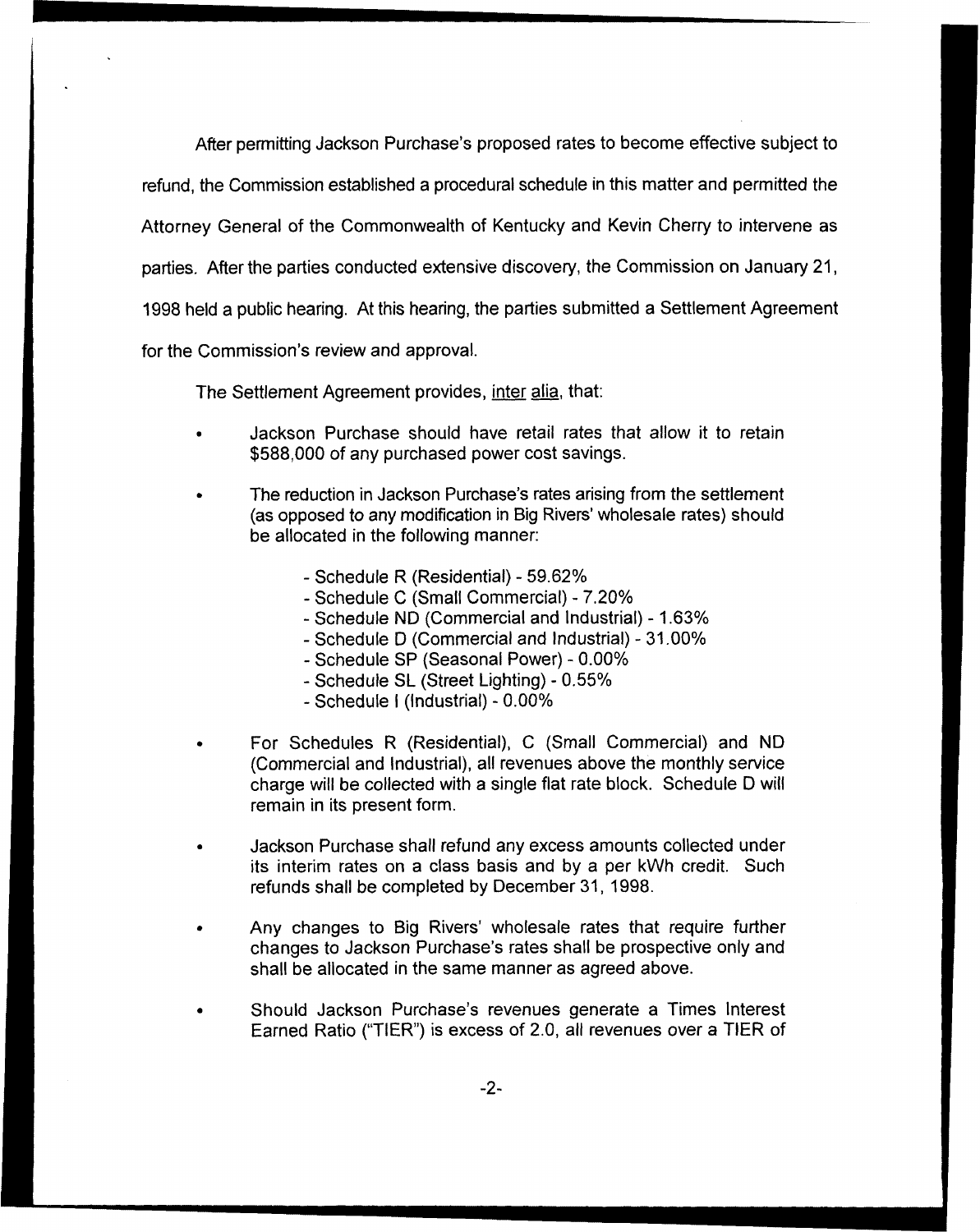After permitting Jackson Purchase's proposed rates to become effective subject to refund, the Commission established a procedural schedule in this matter and permitted the Attorney General of the Commonwealth of Kentucky and Kevin Cherry to intervene as parties. After the parties conducted extensive discovery, the Commission on January 21, 1998 held a public hearing. At this hearing, the parties submitted a Settlement Agreement for the Commission's review and approval.

The Settlement Agreement provides, inter alia, that:

- Jackson Purchase should have retail rates that allow it to retain \$588,000 of any purchased power cost savings.

- The reduction in Jackson Purchase's rates arising from the settlement (as opposed to any modification in Big Rivers' wholesale rates) should be allocated in the following manner:

  - Schedule R (Residential) - 59.62%
  - Schedule C (Small Commercial) - 7.20%
  - Schedule ND (Commercial and Industrial) - 1.63%
  - Schedule D (Commercial and Industrial) - 31.00%
  - Schedule SP (Seasonal Power) - 0.00%
  - Schedule SL (Street Lighting) - 0.55%
  - Schedule I (Industrial) - 0.00%

- For Schedules R (Residential), C (Small Commercial) and ND (Commercial and Industrial), all revenues above the monthly service charge will be collected with a single flat rate block. Schedule D will remain in its present form.

- Jackson Purchase shall refund any excess amounts collected under its interim rates on a class basis and by a per kWh credit. Such refunds shall be completed by December 31, 1998.

- Any changes to Big Rivers' wholesale rates that require further changes to Jackson Purchase's rates shall be prospective only and shall be allocated in the same manner as agreed above.

- Should Jackson Purchase's revenues generate a Times Interest Earned Ratio ("TIER") is excess of 2.0, all revenues over a TIER of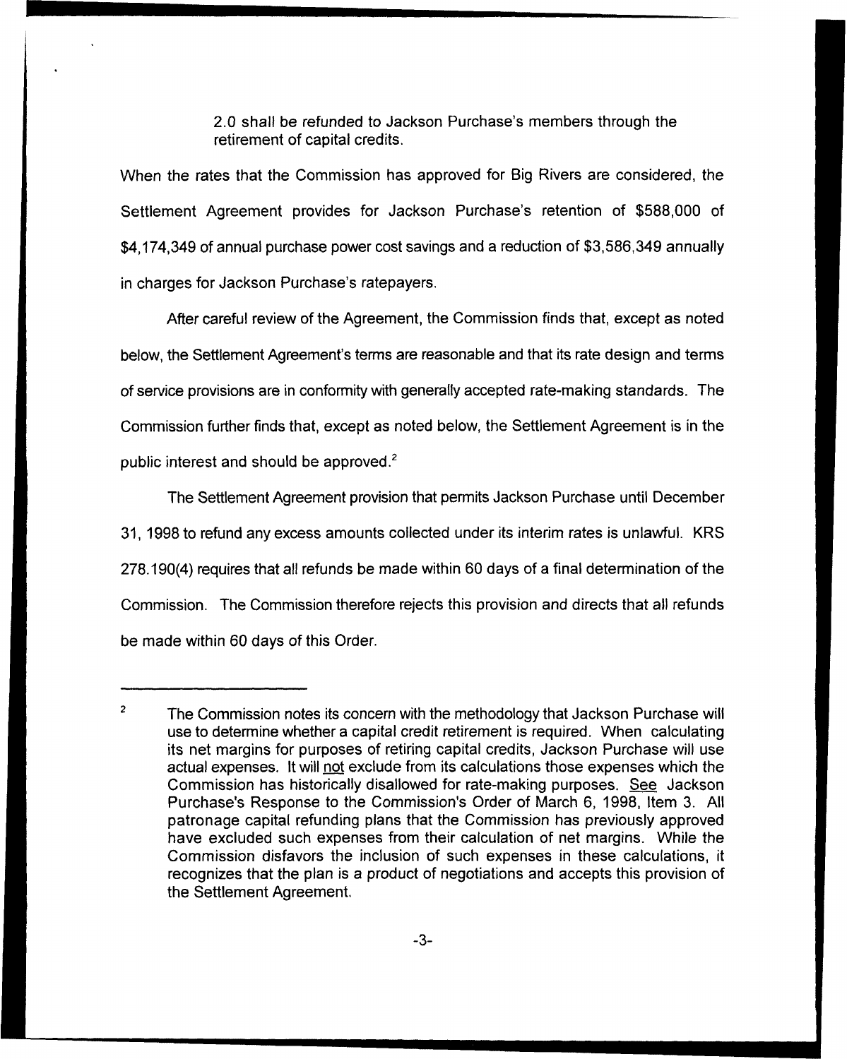2.0 shall be refunded to Jackson Purchase's members through the retirement of capital credits.

When the rates that the Commission has approved for Big Rivers are considered, the Settlement Agreement provides for Jackson Purchase's retention of $588,000 of $4,174,349 of annual purchase power cost savings and a reduction of $3,586,349 annually in charges for Jackson Purchase's ratepayers.

After careful review of the Agreement, the Commission finds that, except as noted below, the Settlement Agreement's terms are reasonable and that its rate design and terms of service provisions are in conformity with generally accepted rate-making standards. The Commission further finds that, except as noted below, the Settlement Agreement is in the public interest and should be approved.[2]

The Settlement Agreement provision that permits Jackson Purchase until December 31, 1998 to refund any excess amounts collected under its interim rates is unlawful. KRS 278.190(4) requires that all refunds be made within 60 days of a final determination of the Commission. The Commission therefore rejects this provision and directs that all refunds be made within 60 days of this Order.

---

[2] The Commission notes its concern with the methodology that Jackson Purchase will use to determine whether a capital credit retirement is required. When calculating its net margins for purposes of retiring capital credits, Jackson Purchase will use actual expenses. It will not exclude from its calculations those expenses which the Commission has historically disallowed for rate-making purposes. See Jackson Purchase's Response to the Commission's Order of March 6, 1998, Item 3. All patronage capital refunding plans that the Commission has previously approved have excluded such expenses from their calculation of net margins. While the Commission disfavors the inclusion of such expenses in these calculations, it recognizes that the plan is a product of negotiations and accepts this provision of the Settlement Agreement.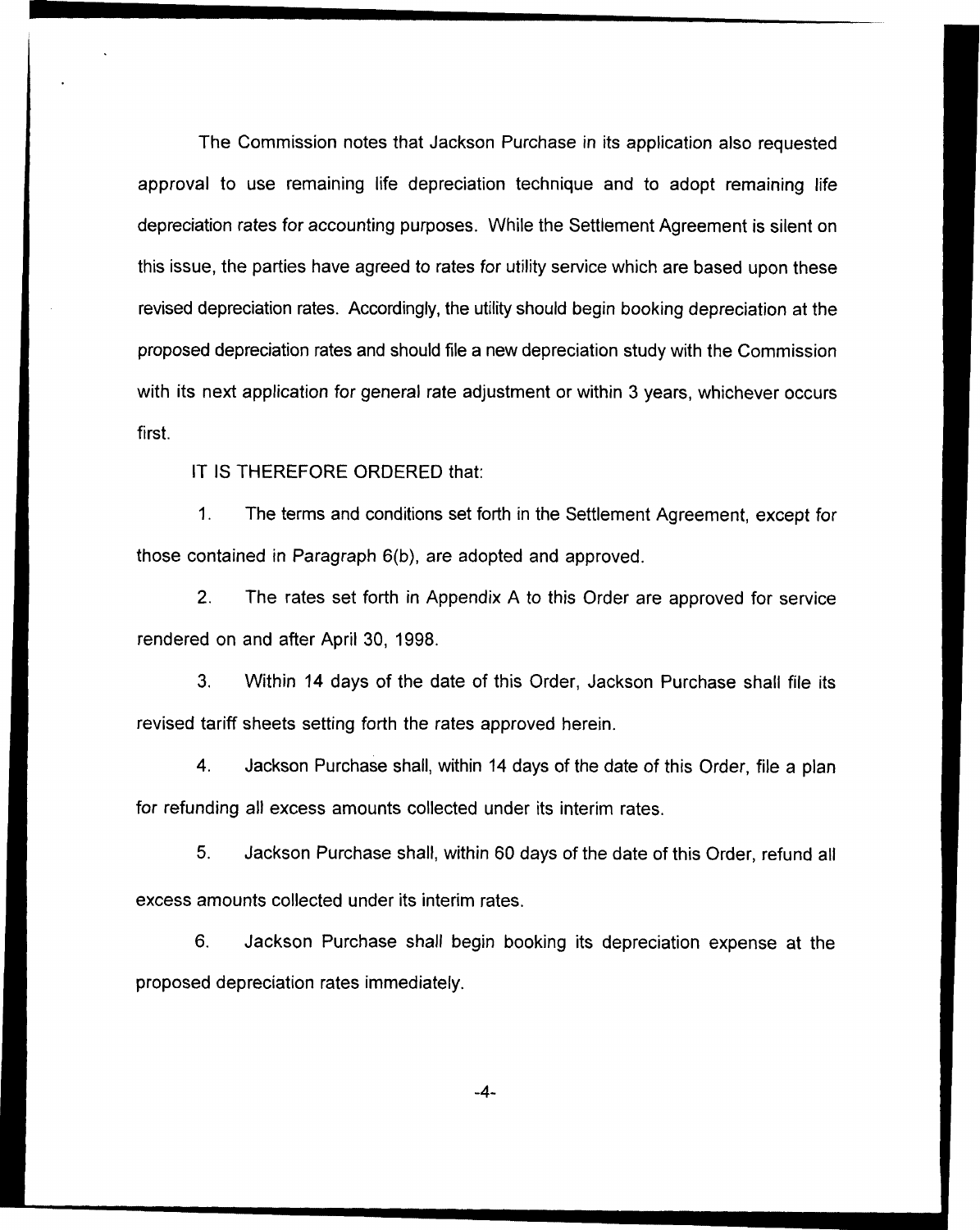The Commission notes that Jackson Purchase in its application also requested approval to use remaining life depreciation technique and to adopt remaining life depreciation rates for accounting purposes. While the Settlement Agreement is silent on this issue, the parties have agreed to rates for utility service which are based upon these revised depreciation rates. Accordingly, the utility should begin booking depreciation at the proposed depreciation rates and should file a new depreciation study with the Commission with its next application for general rate adjustment or within 3 years, whichever occurs first.

IT IS THEREFORE ORDERED that:

1. The terms and conditions set forth in the Settlement Agreement, except for those contained in Paragraph 6(b), are adopted and approved.

2. The rates set forth in Appendix A to this Order are approved for service rendered on and after April 30, 1998.

3. Within 14 days of the date of this Order, Jackson Purchase shall file its revised tariff sheets setting forth the rates approved herein.

4. Jackson Purchase shall, within 14 days of the date of this Order, file a plan for refunding all excess amounts collected under its interim rates.

5. Jackson Purchase shall, within 60 days of the date of this Order, refund all excess amounts collected under its interim rates.

6. Jackson Purchase shall begin booking its depreciation expense at the proposed depreciation rates immediately.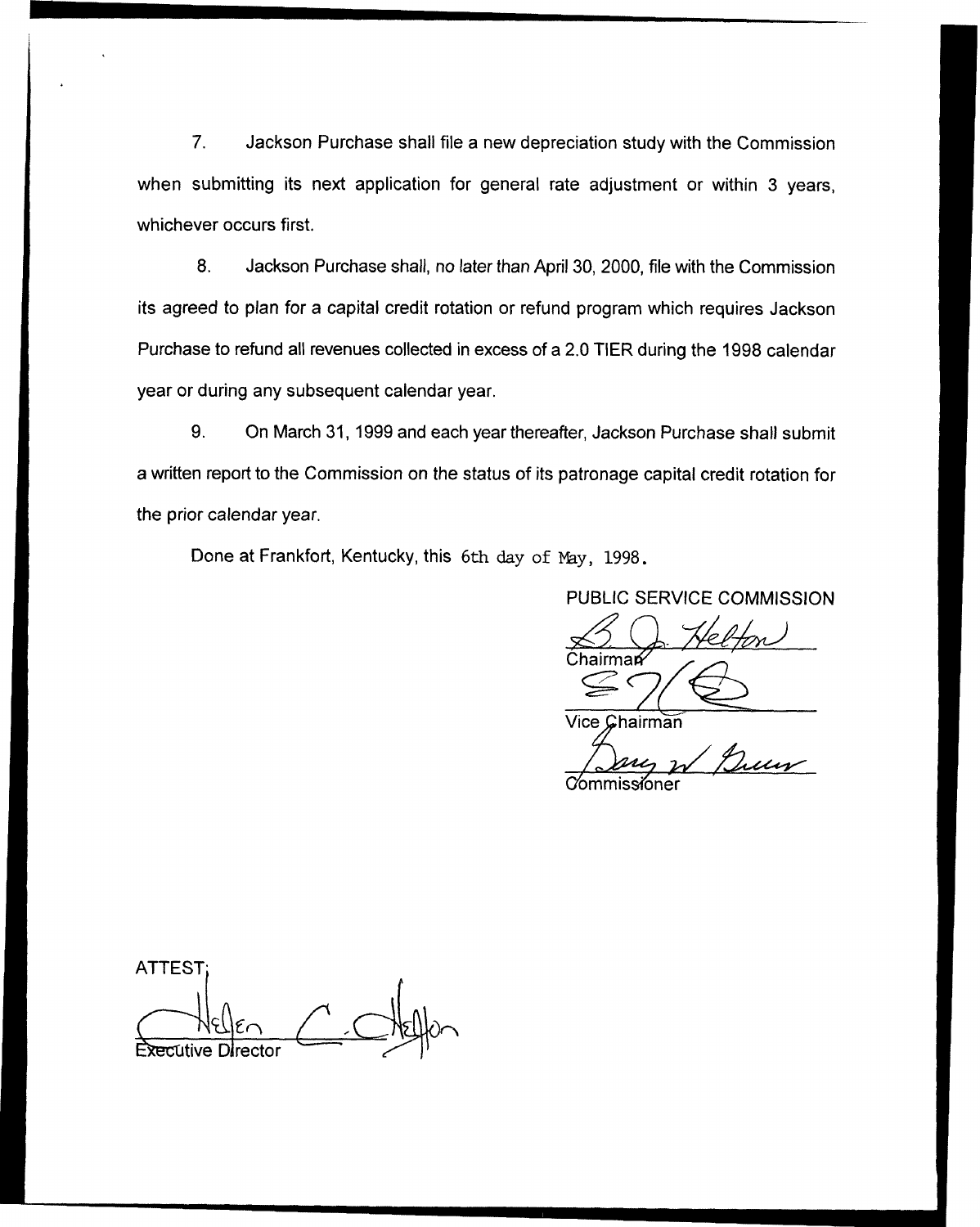7. Jackson Purchase shall file a new depreciation study with the Commission when submitting its next application for general rate adjustment or within 3 years, whichever occurs first.

8. Jackson Purchase shall, no later than April 30, 2000, file with the Commission its agreed to plan for a capital credit rotation or refund program which requires Jackson Purchase to refund all revenues collected in excess of a 2.0 TIER during the 1998 calendar year or during any subsequent calendar year.

9. On March 31, 1999 and each year thereafter, Jackson Purchase shall submit a written report to the Commission on the status of its patronage capital credit rotation for the prior calendar year.

Done at Frankfort, Kentucky, this 6th day of May, 1998.

PUBLIC SERVICE COMMISSION

Chairman

Vice Chairman

Commissioner

ATTEST:

Executive Director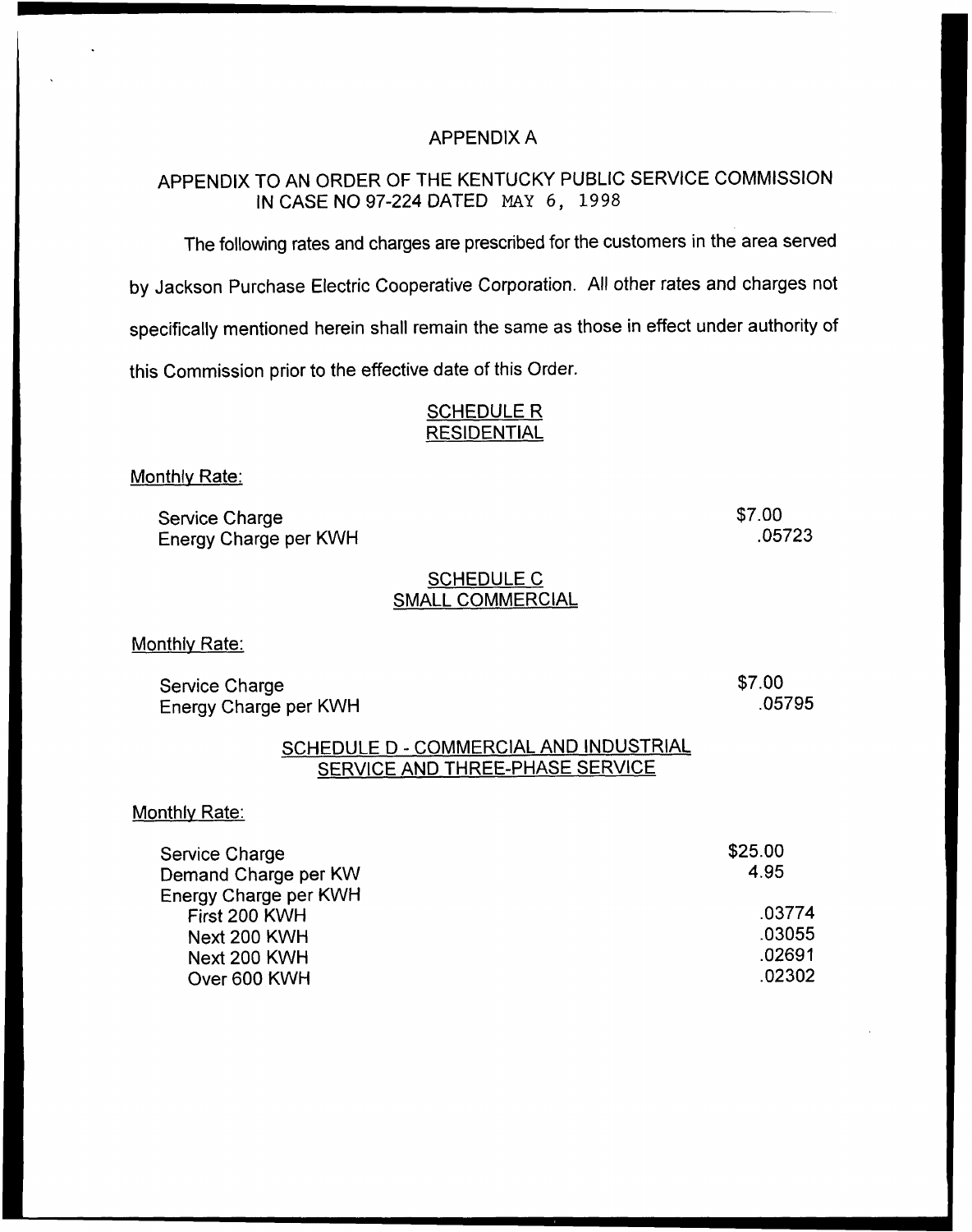# APPENDIX A

## APPENDIX TO AN ORDER OF THE KENTUCKY PUBLIC SERVICE COMMISSION IN CASE NO 97-224 DATED MAY 6, 1998

The following rates and charges are prescribed for the customers in the area served by Jackson Purchase Electric Cooperative Corporation. All other rates and charges not specifically mentioned herein shall remain the same as those in effect under authority of this Commission prior to the effective date of this Order.

### SCHEDULE R
### RESIDENTIAL

Monthly Rate:

| | |
|---|---|
| Service Charge | $7.00 |
| Energy Charge per KWH | .05723 |

### SCHEDULE C
### SMALL COMMERCIAL

Monthly Rate:

| | |
|---|---|
| Service Charge | $7.00 |
| Energy Charge per KWH | .05795 |

### SCHEDULE D - COMMERCIAL AND INDUSTRIAL SERVICE AND THREE-PHASE SERVICE

Monthly Rate:

| | |
|---|---|
| Service Charge | $25.00 |
| Demand Charge per KW | 4.95 |
| Energy Charge per KWH | |
| First 200 KWH | .03774 |
| Next 200 KWH | .03055 |
| Next 200 KWH | .02691 |
| Over 600 KWH | .02302 |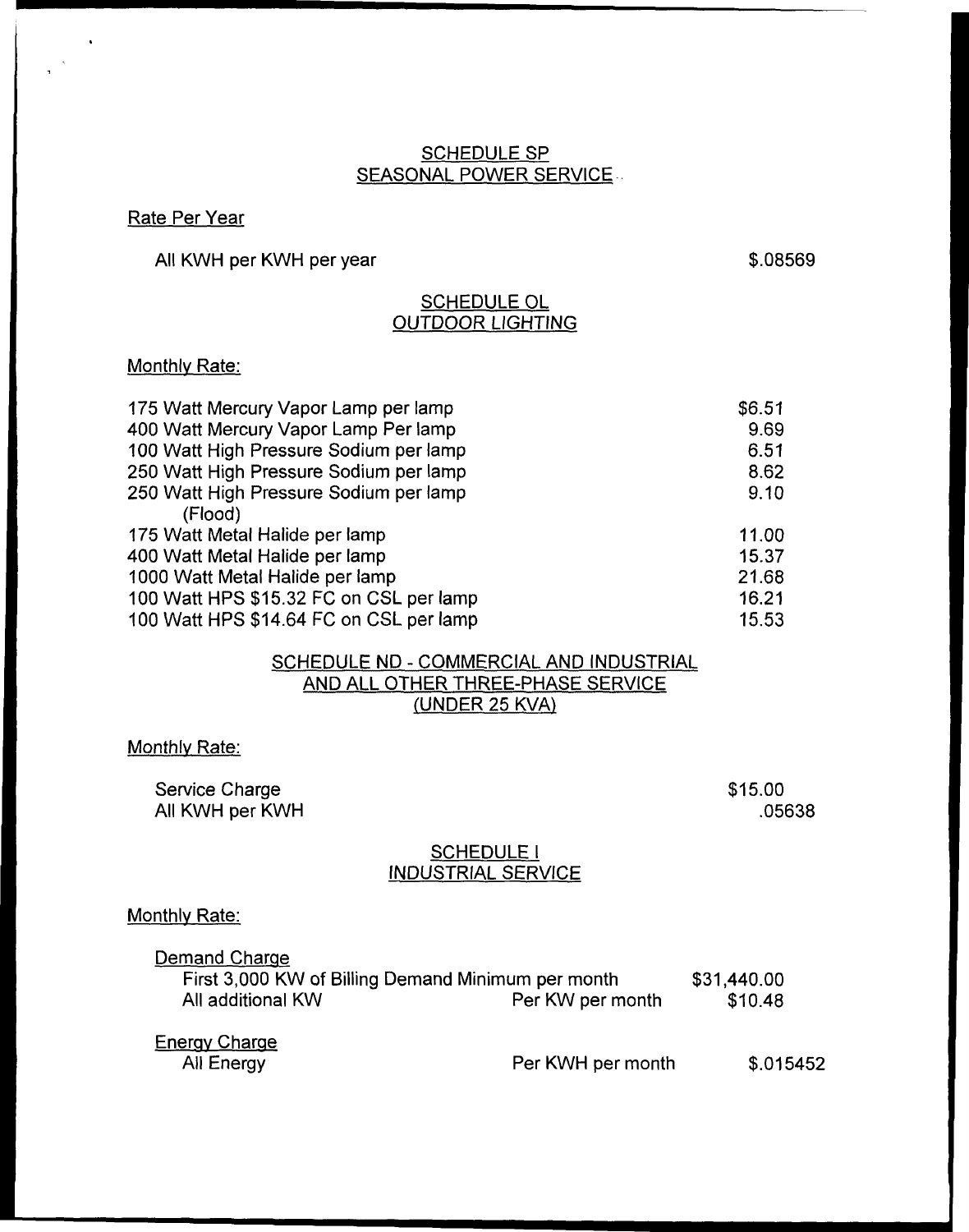## SCHEDULE SP
## SEASONAL POWER SERVICE

Rate Per Year

| | |
|---|---|
| All KWH per KWH per year | $.08569 |

## SCHEDULE OL
## OUTDOOR LIGHTING

Monthly Rate:

| | |
|---|---|
| 175 Watt Mercury Vapor Lamp per lamp | $6.51 |
| 400 Watt Mercury Vapor Lamp Per lamp | 9.69 |
| 100 Watt High Pressure Sodium per lamp | 6.51 |
| 250 Watt High Pressure Sodium per lamp | 8.62 |
| 250 Watt High Pressure Sodium per lamp (Flood) | 9.10 |
| 175 Watt Metal Halide per lamp | 11.00 |
| 400 Watt Metal Halide per lamp | 15.37 |
| 1000 Watt Metal Halide per lamp | 21.68 |
| 100 Watt HPS $15.32 FC on CSL per lamp | 16.21 |
| 100 Watt HPS $14.64 FC on CSL per lamp | 15.53 |

## SCHEDULE ND - COMMERCIAL AND INDUSTRIAL AND ALL OTHER THREE-PHASE SERVICE (UNDER 25 KVA)

Monthly Rate:

| | |
|---|---|
| Service Charge | $15.00 |
| All KWH per KWH | .05638 |

## SCHEDULE I
## INDUSTRIAL SERVICE

Monthly Rate:

Demand Charge

| | | |
|---|---|---|
| First 3,000 KW of Billing Demand Minimum per month | | $31,440.00 |
| All additional KW | Per KW per month | $10.48 |

Energy Charge

| | | |
|---|---|---|
| All Energy | Per KWH per month | $.015452 |